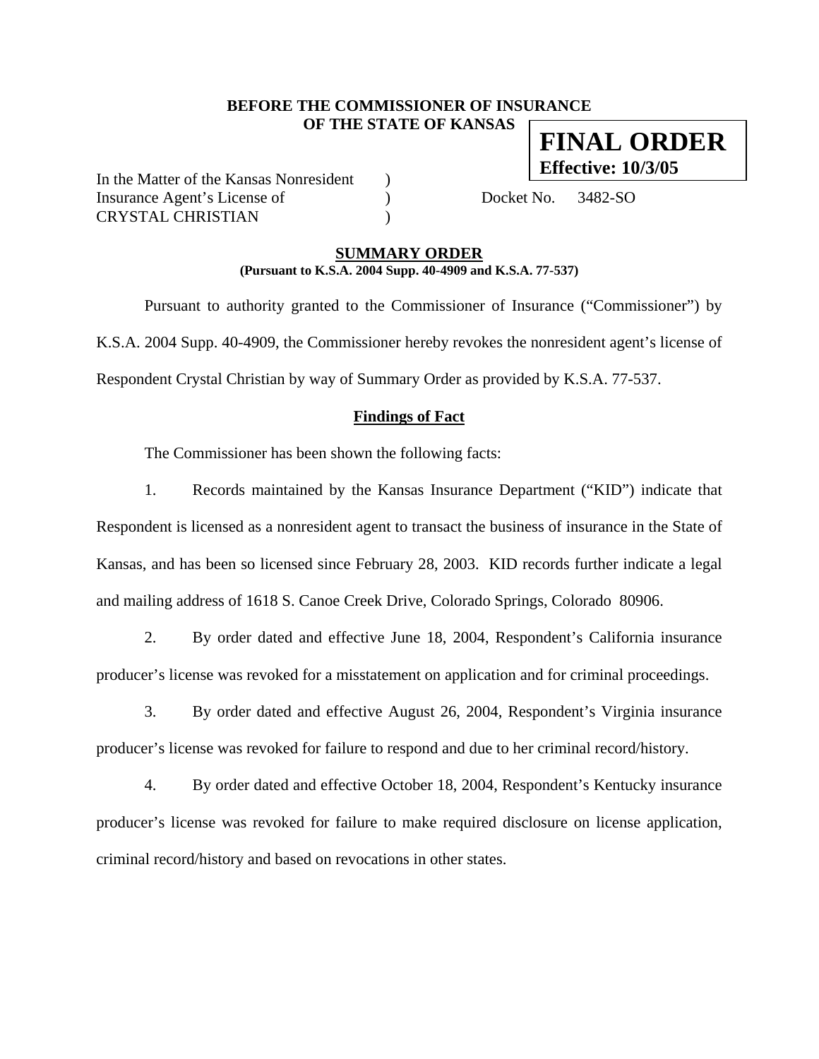**BEFORE THE COMMISSIONER OF INSURANCE**
**OF THE STATE OF KANSAS**

**FINAL ORDER**
**Effective: 10/3/05**

In the Matter of the Kansas Nonresident )
Insurance Agent's License of ) Docket No. 3482-SO
CRYSTAL CHRISTIAN )

## SUMMARY ORDER

**(Pursuant to K.S.A. 2004 Supp. 40-4909 and K.S.A. 77-537)**

Pursuant to authority granted to the Commissioner of Insurance ("Commissioner") by K.S.A. 2004 Supp. 40-4909, the Commissioner hereby revokes the nonresident agent's license of Respondent Crystal Christian by way of Summary Order as provided by K.S.A. 77-537.

### Findings of Fact

The Commissioner has been shown the following facts:

1. Records maintained by the Kansas Insurance Department ("KID") indicate that Respondent is licensed as a nonresident agent to transact the business of insurance in the State of Kansas, and has been so licensed since February 28, 2003. KID records further indicate a legal and mailing address of 1618 S. Canoe Creek Drive, Colorado Springs, Colorado 80906.

2. By order dated and effective June 18, 2004, Respondent's California insurance producer's license was revoked for a misstatement on application and for criminal proceedings.

3. By order dated and effective August 26, 2004, Respondent's Virginia insurance producer's license was revoked for failure to respond and due to her criminal record/history.

4. By order dated and effective October 18, 2004, Respondent's Kentucky insurance producer's license was revoked for failure to make required disclosure on license application, criminal record/history and based on revocations in other states.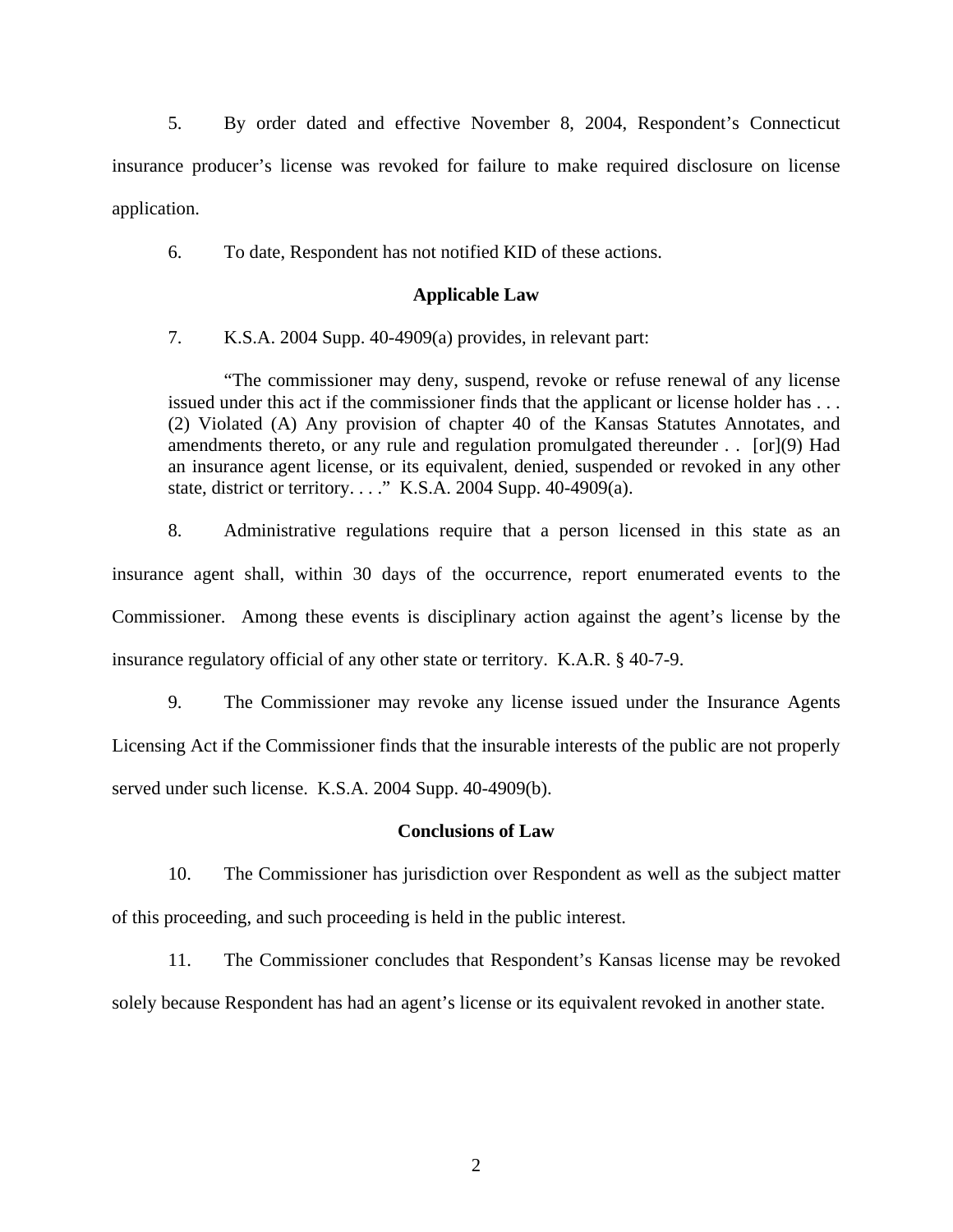5. By order dated and effective November 8, 2004, Respondent's Connecticut insurance producer's license was revoked for failure to make required disclosure on license application.

6. To date, Respondent has not notified KID of these actions.

### Applicable Law

7. K.S.A. 2004 Supp. 40-4909(a) provides, in relevant part:

> "The commissioner may deny, suspend, revoke or refuse renewal of any license issued under this act if the commissioner finds that the applicant or license holder has . . . (2) Violated (A) Any provision of chapter 40 of the Kansas Statutes Annotates, and amendments thereto, or any rule and regulation promulgated thereunder . . [or](9) Had an insurance agent license, or its equivalent, denied, suspended or revoked in any other state, district or territory. . . ." K.S.A. 2004 Supp. 40-4909(a).

8. Administrative regulations require that a person licensed in this state as an insurance agent shall, within 30 days of the occurrence, report enumerated events to the Commissioner. Among these events is disciplinary action against the agent's license by the insurance regulatory official of any other state or territory. K.A.R. § 40-7-9.

9. The Commissioner may revoke any license issued under the Insurance Agents Licensing Act if the Commissioner finds that the insurable interests of the public are not properly served under such license. K.S.A. 2004 Supp. 40-4909(b).

### Conclusions of Law

10. The Commissioner has jurisdiction over Respondent as well as the subject matter of this proceeding, and such proceeding is held in the public interest.

11. The Commissioner concludes that Respondent's Kansas license may be revoked solely because Respondent has had an agent's license or its equivalent revoked in another state.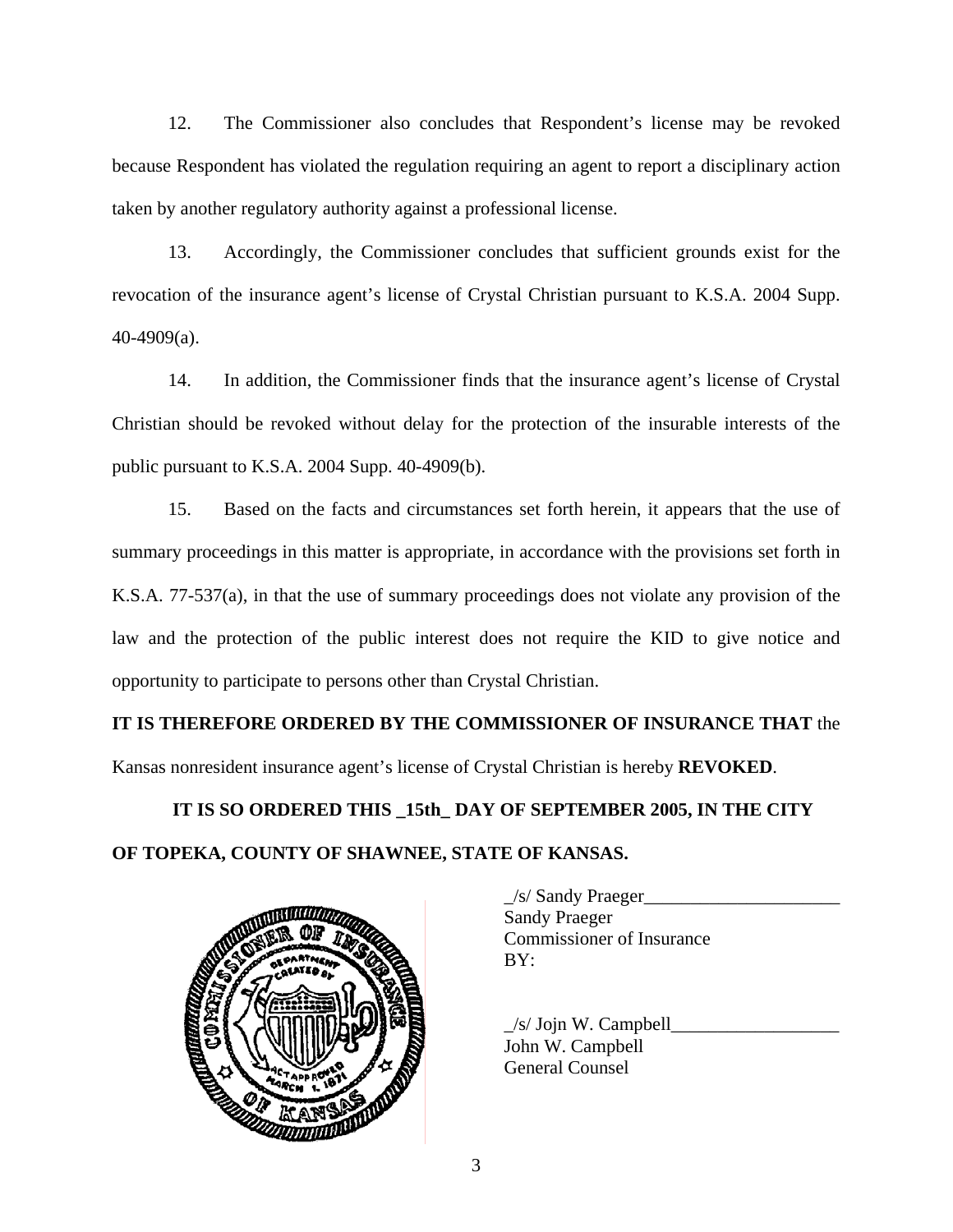12. The Commissioner also concludes that Respondent's license may be revoked because Respondent has violated the regulation requiring an agent to report a disciplinary action taken by another regulatory authority against a professional license.

13. Accordingly, the Commissioner concludes that sufficient grounds exist for the revocation of the insurance agent's license of Crystal Christian pursuant to K.S.A. 2004 Supp. 40-4909(a).

14. In addition, the Commissioner finds that the insurance agent's license of Crystal Christian should be revoked without delay for the protection of the insurable interests of the public pursuant to K.S.A. 2004 Supp. 40-4909(b).

15. Based on the facts and circumstances set forth herein, it appears that the use of summary proceedings in this matter is appropriate, in accordance with the provisions set forth in K.S.A. 77-537(a), in that the use of summary proceedings does not violate any provision of the law and the protection of the public interest does not require the KID to give notice and opportunity to participate to persons other than Crystal Christian.

**IT IS THEREFORE ORDERED BY THE COMMISSIONER OF INSURANCE THAT** the Kansas nonresident insurance agent's license of Crystal Christian is hereby **REVOKED**.

**IT IS SO ORDERED THIS _15th_ DAY OF SEPTEMBER 2005, IN THE CITY OF TOPEKA, COUNTY OF SHAWNEE, STATE OF KANSAS.**

_/s/ Sandy Praeger_____________________
Sandy Praeger
Commissioner of Insurance
BY:

_/s/ Jojn W. Campbell__________________
John W. Campbell
General Counsel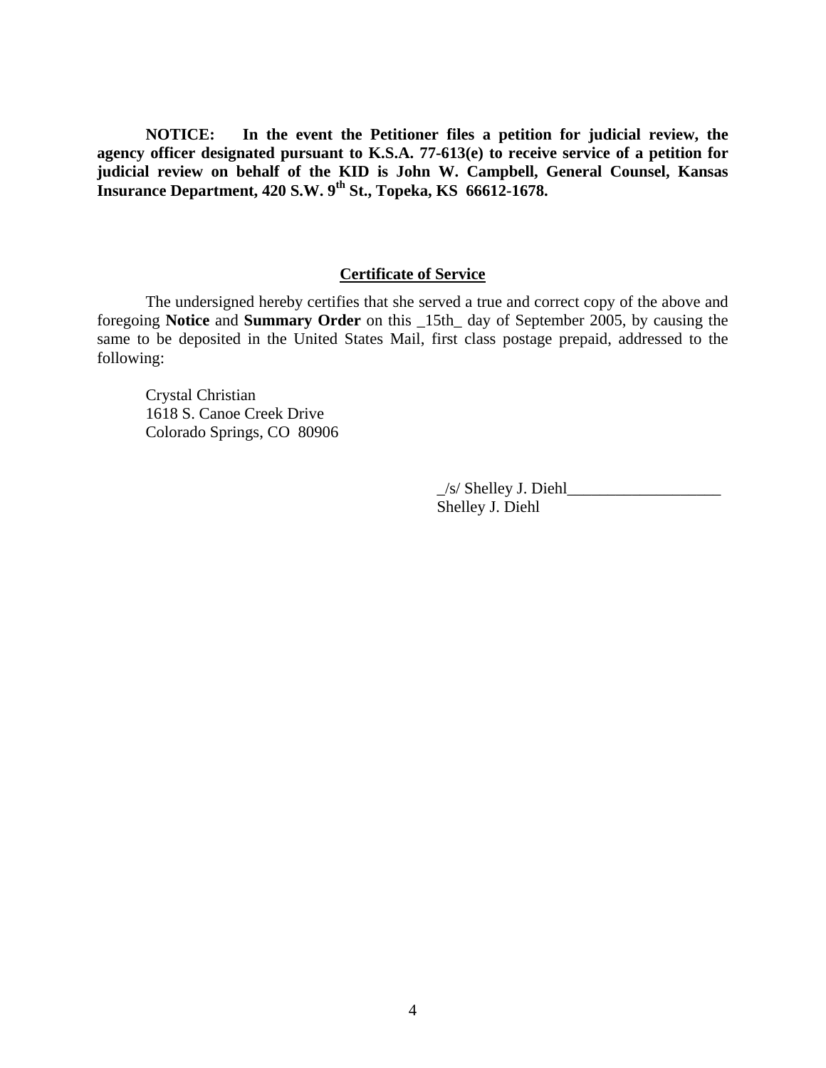**NOTICE: In the event the Petitioner files a petition for judicial review, the agency officer designated pursuant to K.S.A. 77-613(e) to receive service of a petition for judicial review on behalf of the KID is John W. Campbell, General Counsel, Kansas Insurance Department, 420 S.W. 9th St., Topeka, KS 66612-1678.**

## Certificate of Service

The undersigned hereby certifies that she served a true and correct copy of the above and foregoing **Notice** and **Summary Order** on this _15th_ day of September 2005, by causing the same to be deposited in the United States Mail, first class postage prepaid, addressed to the following:

Crystal Christian
1618 S. Canoe Creek Drive
Colorado Springs, CO 80906

_/s/ Shelley J. Diehl___________________
Shelley J. Diehl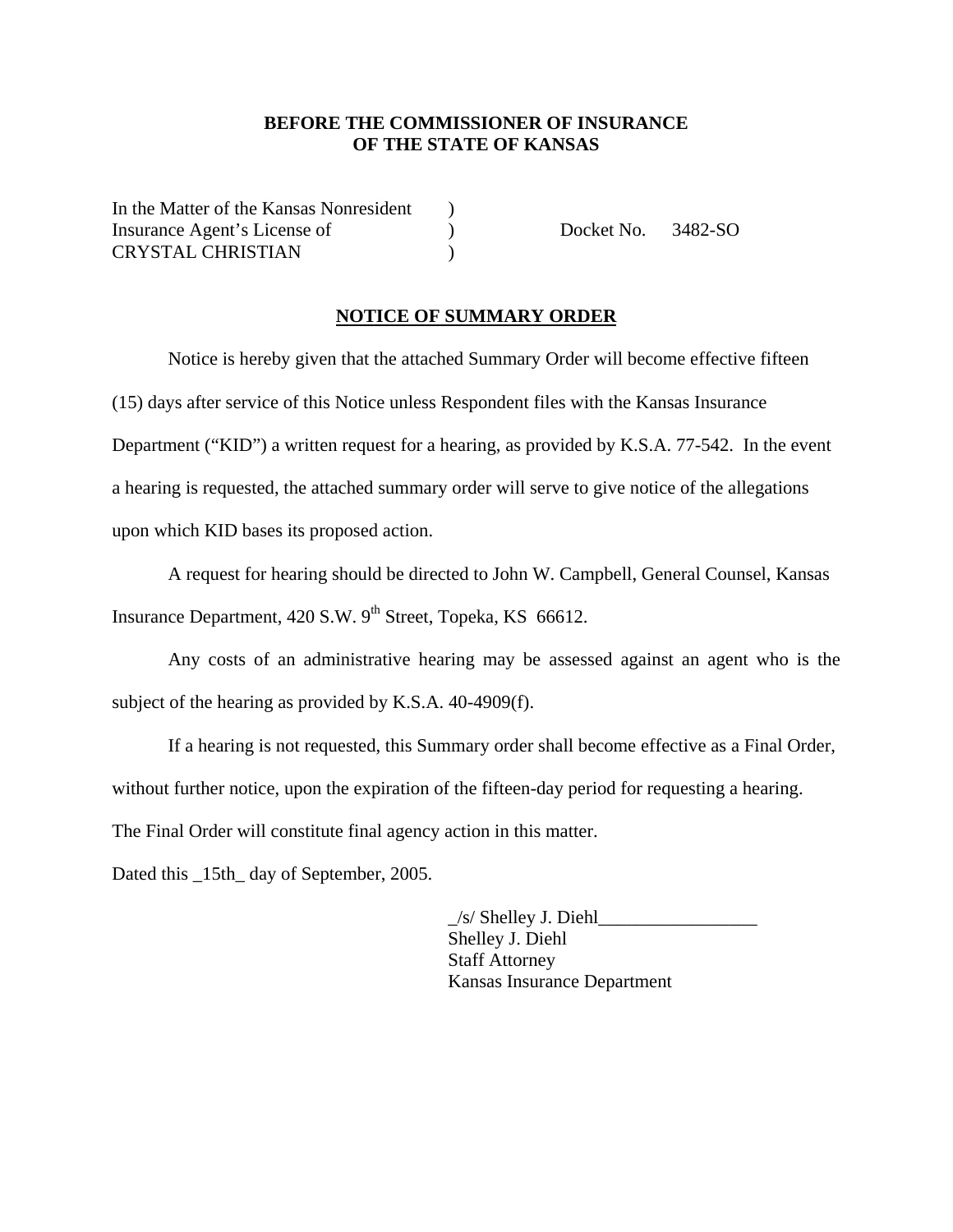**BEFORE THE COMMISSIONER OF INSURANCE**
**OF THE STATE OF KANSAS**

| | | |
|---|---|---|
| In the Matter of the Kansas Nonresident | ) | |
| Insurance Agent's License of | ) | Docket No. 3482-SO |
| CRYSTAL CHRISTIAN | ) | |

## NOTICE OF SUMMARY ORDER

Notice is hereby given that the attached Summary Order will become effective fifteen (15) days after service of this Notice unless Respondent files with the Kansas Insurance Department ("KID") a written request for a hearing, as provided by K.S.A. 77-542. In the event a hearing is requested, the attached summary order will serve to give notice of the allegations upon which KID bases its proposed action.

A request for hearing should be directed to John W. Campbell, General Counsel, Kansas Insurance Department, 420 S.W. 9th Street, Topeka, KS 66612.

Any costs of an administrative hearing may be assessed against an agent who is the subject of the hearing as provided by K.S.A. 40-4909(f).

If a hearing is not requested, this Summary order shall become effective as a Final Order, without further notice, upon the expiration of the fifteen-day period for requesting a hearing. The Final Order will constitute final agency action in this matter.

Dated this _15th_ day of September, 2005.

_/s/ Shelley J. Diehl_________________
Shelley J. Diehl
Staff Attorney
Kansas Insurance Department